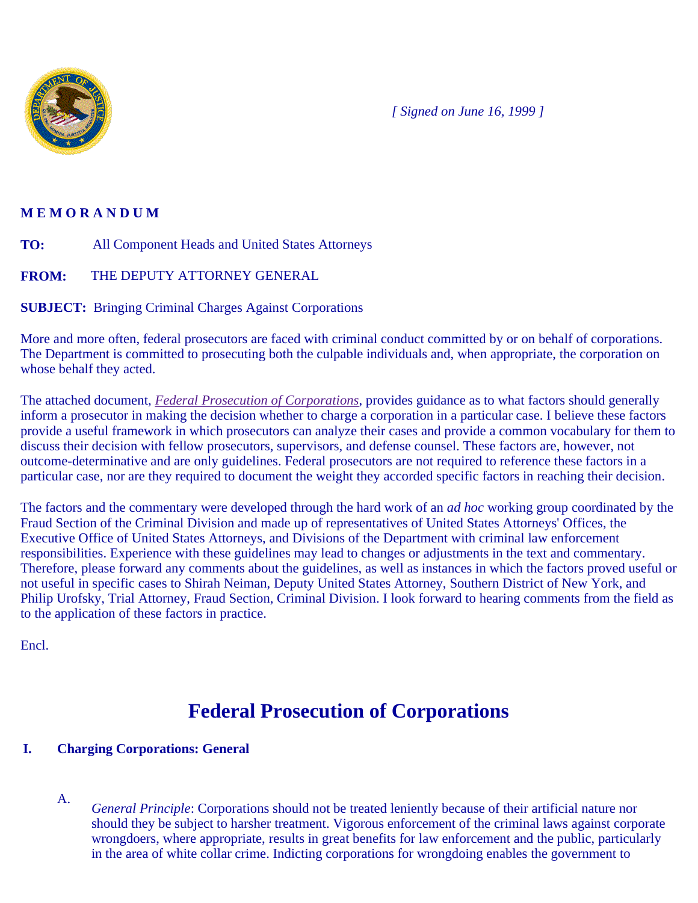*[ Signed on June 16, 1999 ]*

**M E M O R A N D U M**

**TO:** All Component Heads and United States Attorneys

**FROM:** THE DEPUTY ATTORNEY GENERAL

**SUBJECT:** Bringing Criminal Charges Against Corporations

More and more often, federal prosecutors are faced with criminal conduct committed by or on behalf of corporations. The Department is committed to prosecuting both the culpable individuals and, when appropriate, the corporation on whose behalf they acted.

The attached document, *Federal Prosecution of Corporations*, provides guidance as to what factors should generally inform a prosecutor in making the decision whether to charge a corporation in a particular case. I believe these factors provide a useful framework in which prosecutors can analyze their cases and provide a common vocabulary for them to discuss their decision with fellow prosecutors, supervisors, and defense counsel. These factors are, however, not outcome-determinative and are only guidelines. Federal prosecutors are not required to reference these factors in a particular case, nor are they required to document the weight they accorded specific factors in reaching their decision.

The factors and the commentary were developed through the hard work of an *ad hoc* working group coordinated by the Fraud Section of the Criminal Division and made up of representatives of United States Attorneys' Offices, the Executive Office of United States Attorneys, and Divisions of the Department with criminal law enforcement responsibilities. Experience with these guidelines may lead to changes or adjustments in the text and commentary. Therefore, please forward any comments about the guidelines, as well as instances in which the factors proved useful or not useful in specific cases to Shirah Neiman, Deputy United States Attorney, Southern District of New York, and Philip Urofsky, Trial Attorney, Fraud Section, Criminal Division. I look forward to hearing comments from the field as to the application of these factors in practice.

Encl.

# Federal Prosecution of Corporations

## I. Charging Corporations: General

A. *General Principle*: Corporations should not be treated leniently because of their artificial nature nor should they be subject to harsher treatment. Vigorous enforcement of the criminal laws against corporate wrongdoers, where appropriate, results in great benefits for law enforcement and the public, particularly in the area of white collar crime. Indicting corporations for wrongdoing enables the government to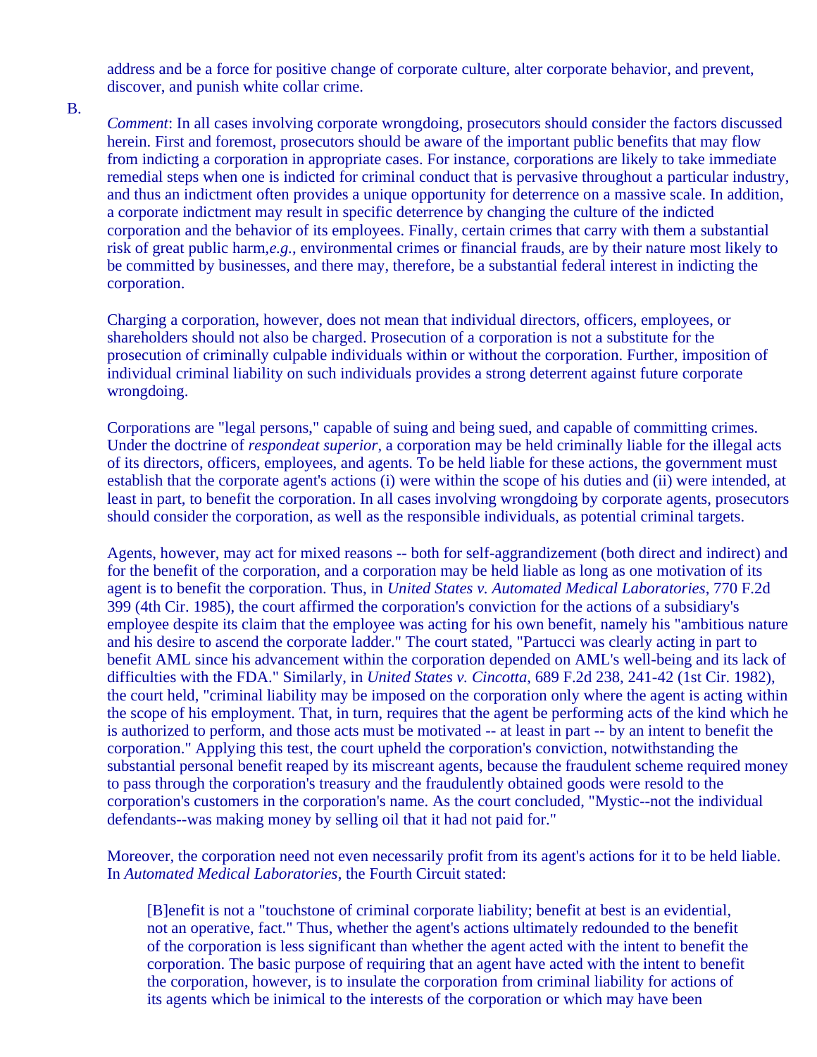address and be a force for positive change of corporate culture, alter corporate behavior, and prevent, discover, and punish white collar crime.

B.

*Comment*: In all cases involving corporate wrongdoing, prosecutors should consider the factors discussed herein. First and foremost, prosecutors should be aware of the important public benefits that may flow from indicting a corporation in appropriate cases. For instance, corporations are likely to take immediate remedial steps when one is indicted for criminal conduct that is pervasive throughout a particular industry, and thus an indictment often provides a unique opportunity for deterrence on a massive scale. In addition, a corporate indictment may result in specific deterrence by changing the culture of the indicted corporation and the behavior of its employees. Finally, certain crimes that carry with them a substantial risk of great public harm,*e.g.*, environmental crimes or financial frauds, are by their nature most likely to be committed by businesses, and there may, therefore, be a substantial federal interest in indicting the corporation.

Charging a corporation, however, does not mean that individual directors, officers, employees, or shareholders should not also be charged. Prosecution of a corporation is not a substitute for the prosecution of criminally culpable individuals within or without the corporation. Further, imposition of individual criminal liability on such individuals provides a strong deterrent against future corporate wrongdoing.

Corporations are "legal persons," capable of suing and being sued, and capable of committing crimes. Under the doctrine of *respondeat superior*, a corporation may be held criminally liable for the illegal acts of its directors, officers, employees, and agents. To be held liable for these actions, the government must establish that the corporate agent's actions (i) were within the scope of his duties and (ii) were intended, at least in part, to benefit the corporation. In all cases involving wrongdoing by corporate agents, prosecutors should consider the corporation, as well as the responsible individuals, as potential criminal targets.

Agents, however, may act for mixed reasons -- both for self-aggrandizement (both direct and indirect) and for the benefit of the corporation, and a corporation may be held liable as long as one motivation of its agent is to benefit the corporation. Thus, in *United States v. Automated Medical Laboratories*, 770 F.2d 399 (4th Cir. 1985), the court affirmed the corporation's conviction for the actions of a subsidiary's employee despite its claim that the employee was acting for his own benefit, namely his "ambitious nature and his desire to ascend the corporate ladder." The court stated, "Partucci was clearly acting in part to benefit AML since his advancement within the corporation depended on AML's well-being and its lack of difficulties with the FDA." Similarly, in *United States v. Cincotta*, 689 F.2d 238, 241-42 (1st Cir. 1982), the court held, "criminal liability may be imposed on the corporation only where the agent is acting within the scope of his employment. That, in turn, requires that the agent be performing acts of the kind which he is authorized to perform, and those acts must be motivated -- at least in part -- by an intent to benefit the corporation." Applying this test, the court upheld the corporation's conviction, notwithstanding the substantial personal benefit reaped by its miscreant agents, because the fraudulent scheme required money to pass through the corporation's treasury and the fraudulently obtained goods were resold to the corporation's customers in the corporation's name. As the court concluded, "Mystic--not the individual defendants--was making money by selling oil that it had not paid for."

Moreover, the corporation need not even necessarily profit from its agent's actions for it to be held liable. In *Automated Medical Laboratories*, the Fourth Circuit stated:

> [B]enefit is not a "touchstone of criminal corporate liability; benefit at best is an evidential, not an operative, fact." Thus, whether the agent's actions ultimately redounded to the benefit of the corporation is less significant than whether the agent acted with the intent to benefit the corporation. The basic purpose of requiring that an agent have acted with the intent to benefit the corporation, however, is to insulate the corporation from criminal liability for actions of its agents which be inimical to the interests of the corporation or which may have been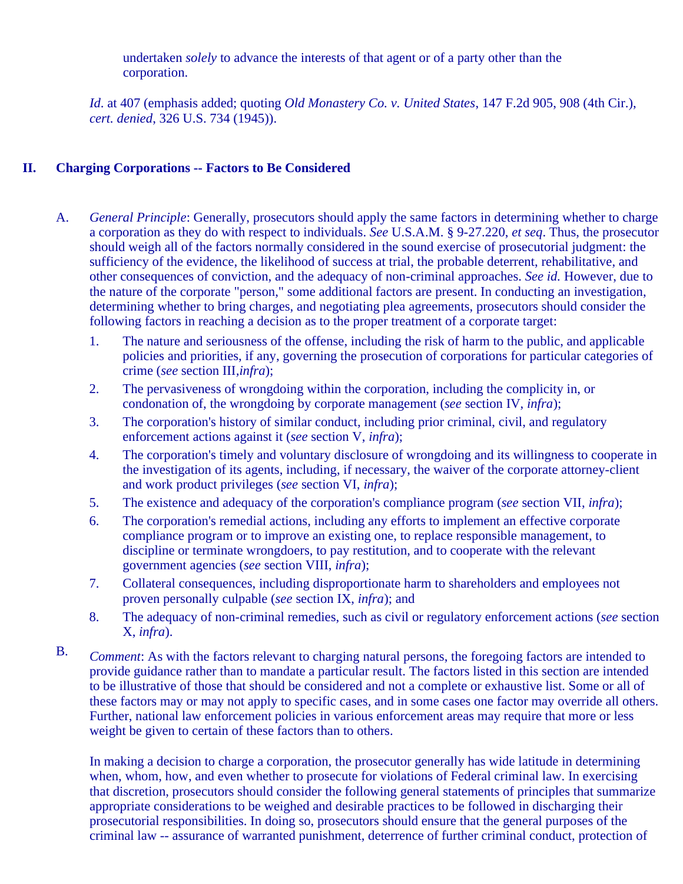undertaken *solely* to advance the interests of that agent or of a party other than the corporation.

*Id.* at 407 (emphasis added; quoting *Old Monastery Co. v. United States*, 147 F.2d 905, 908 (4th Cir.), *cert. denied*, 326 U.S. 734 (1945)).

## II. Charging Corporations -- Factors to Be Considered

A. *General Principle*: Generally, prosecutors should apply the same factors in determining whether to charge a corporation as they do with respect to individuals. *See* U.S.A.M. § 9-27.220, *et seq*. Thus, the prosecutor should weigh all of the factors normally considered in the sound exercise of prosecutorial judgment: the sufficiency of the evidence, the likelihood of success at trial, the probable deterrent, rehabilitative, and other consequences of conviction, and the adequacy of non-criminal approaches. *See id.* However, due to the nature of the corporate "person," some additional factors are present. In conducting an investigation, determining whether to bring charges, and negotiating plea agreements, prosecutors should consider the following factors in reaching a decision as to the proper treatment of a corporate target:

1. The nature and seriousness of the offense, including the risk of harm to the public, and applicable policies and priorities, if any, governing the prosecution of corporations for particular categories of crime (*see* section III,*infra*);
2. The pervasiveness of wrongdoing within the corporation, including the complicity in, or condonation of, the wrongdoing by corporate management (*see* section IV, *infra*);
3. The corporation's history of similar conduct, including prior criminal, civil, and regulatory enforcement actions against it (*see* section V, *infra*);
4. The corporation's timely and voluntary disclosure of wrongdoing and its willingness to cooperate in the investigation of its agents, including, if necessary, the waiver of the corporate attorney-client and work product privileges (*see* section VI, *infra*);
5. The existence and adequacy of the corporation's compliance program (*see* section VII, *infra*);
6. The corporation's remedial actions, including any efforts to implement an effective corporate compliance program or to improve an existing one, to replace responsible management, to discipline or terminate wrongdoers, to pay restitution, and to cooperate with the relevant government agencies (*see* section VIII, *infra*);
7. Collateral consequences, including disproportionate harm to shareholders and employees not proven personally culpable (*see* section IX, *infra*); and
8. The adequacy of non-criminal remedies, such as civil or regulatory enforcement actions (*see* section X, *infra*).

B. *Comment*: As with the factors relevant to charging natural persons, the foregoing factors are intended to provide guidance rather than to mandate a particular result. The factors listed in this section are intended to be illustrative of those that should be considered and not a complete or exhaustive list. Some or all of these factors may or may not apply to specific cases, and in some cases one factor may override all others. Further, national law enforcement policies in various enforcement areas may require that more or less weight be given to certain of these factors than to others.

In making a decision to charge a corporation, the prosecutor generally has wide latitude in determining when, whom, how, and even whether to prosecute for violations of Federal criminal law. In exercising that discretion, prosecutors should consider the following general statements of principles that summarize appropriate considerations to be weighed and desirable practices to be followed in discharging their prosecutorial responsibilities. In doing so, prosecutors should ensure that the general purposes of the criminal law -- assurance of warranted punishment, deterrence of further criminal conduct, protection of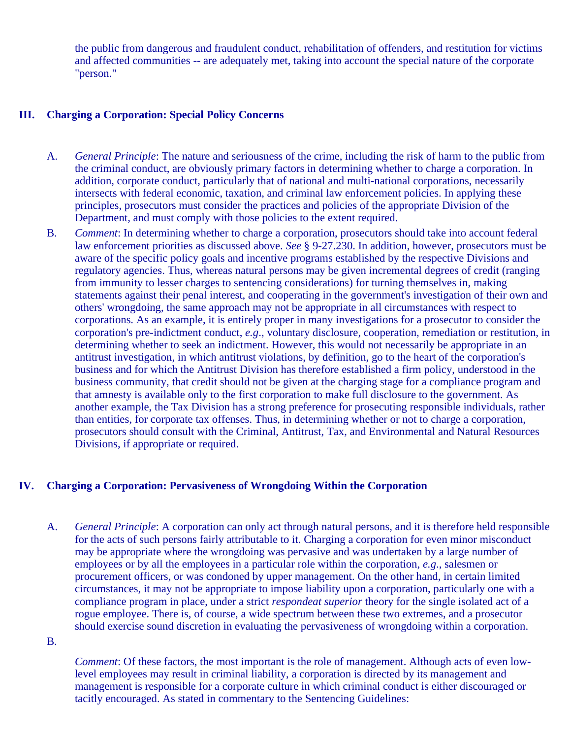the public from dangerous and fraudulent conduct, rehabilitation of offenders, and restitution for victims and affected communities -- are adequately met, taking into account the special nature of the corporate "person."

## III. Charging a Corporation: Special Policy Concerns

A. *General Principle*: The nature and seriousness of the crime, including the risk of harm to the public from the criminal conduct, are obviously primary factors in determining whether to charge a corporation. In addition, corporate conduct, particularly that of national and multi-national corporations, necessarily intersects with federal economic, taxation, and criminal law enforcement policies. In applying these principles, prosecutors must consider the practices and policies of the appropriate Division of the Department, and must comply with those policies to the extent required.

B. *Comment*: In determining whether to charge a corporation, prosecutors should take into account federal law enforcement priorities as discussed above. *See* § 9-27.230. In addition, however, prosecutors must be aware of the specific policy goals and incentive programs established by the respective Divisions and regulatory agencies. Thus, whereas natural persons may be given incremental degrees of credit (ranging from immunity to lesser charges to sentencing considerations) for turning themselves in, making statements against their penal interest, and cooperating in the government's investigation of their own and others' wrongdoing, the same approach may not be appropriate in all circumstances with respect to corporations. As an example, it is entirely proper in many investigations for a prosecutor to consider the corporation's pre-indictment conduct, *e.g*., voluntary disclosure, cooperation, remediation or restitution, in determining whether to seek an indictment. However, this would not necessarily be appropriate in an antitrust investigation, in which antitrust violations, by definition, go to the heart of the corporation's business and for which the Antitrust Division has therefore established a firm policy, understood in the business community, that credit should not be given at the charging stage for a compliance program and that amnesty is available only to the first corporation to make full disclosure to the government. As another example, the Tax Division has a strong preference for prosecuting responsible individuals, rather than entities, for corporate tax offenses. Thus, in determining whether or not to charge a corporation, prosecutors should consult with the Criminal, Antitrust, Tax, and Environmental and Natural Resources Divisions, if appropriate or required.

## IV. Charging a Corporation: Pervasiveness of Wrongdoing Within the Corporation

A. *General Principle*: A corporation can only act through natural persons, and it is therefore held responsible for the acts of such persons fairly attributable to it. Charging a corporation for even minor misconduct may be appropriate where the wrongdoing was pervasive and was undertaken by a large number of employees or by all the employees in a particular role within the corporation, *e.g*., salesmen or procurement officers, or was condoned by upper management. On the other hand, in certain limited circumstances, it may not be appropriate to impose liability upon a corporation, particularly one with a compliance program in place, under a strict *respondeat superior* theory for the single isolated act of a rogue employee. There is, of course, a wide spectrum between these two extremes, and a prosecutor should exercise sound discretion in evaluating the pervasiveness of wrongdoing within a corporation.

B. *Comment*: Of these factors, the most important is the role of management. Although acts of even low-level employees may result in criminal liability, a corporation is directed by its management and management is responsible for a corporate culture in which criminal conduct is either discouraged or tacitly encouraged. As stated in commentary to the Sentencing Guidelines: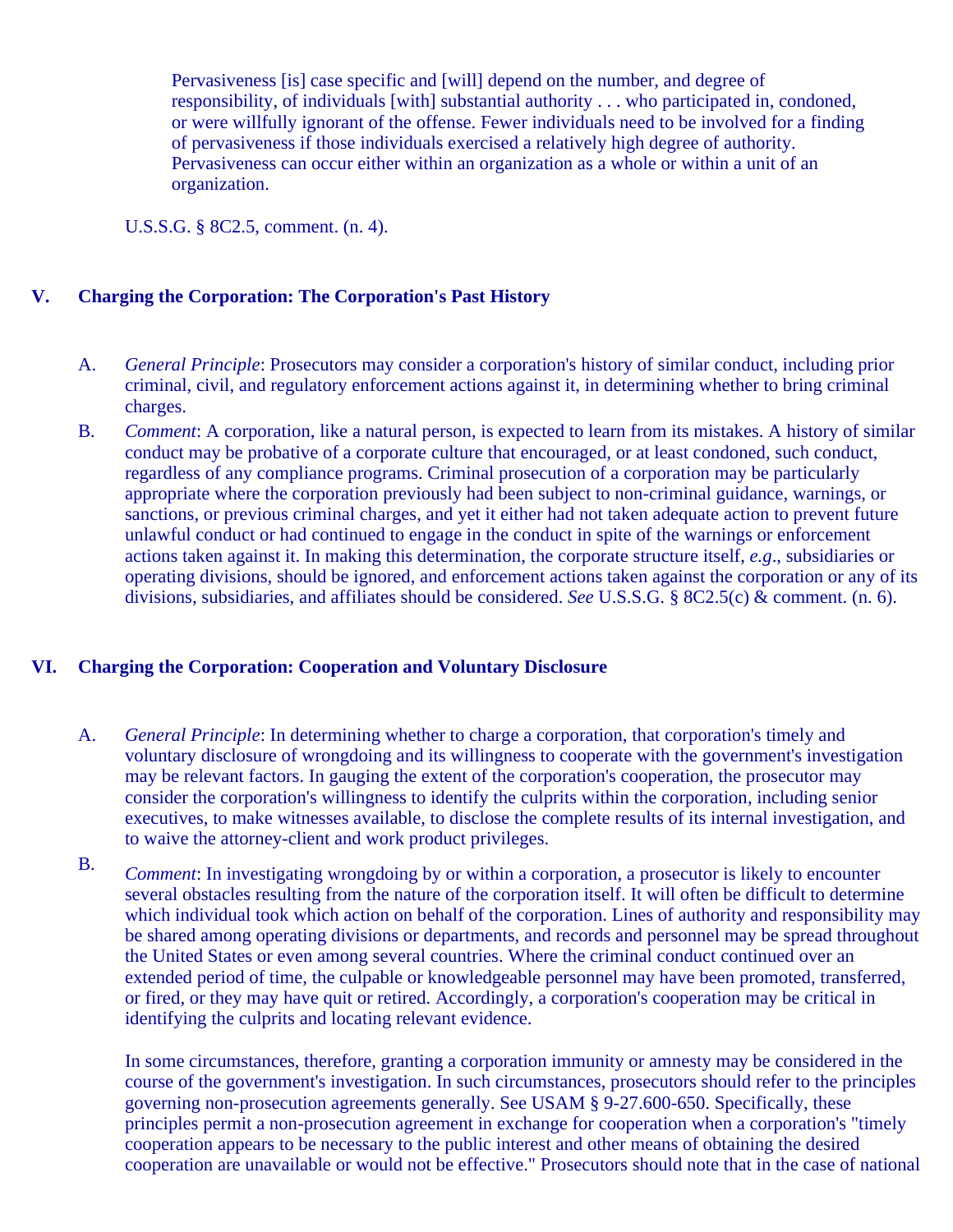> Pervasiveness [is] case specific and [will] depend on the number, and degree of responsibility, of individuals [with] substantial authority . . . who participated in, condoned, or were willfully ignorant of the offense. Fewer individuals need to be involved for a finding of pervasiveness if those individuals exercised a relatively high degree of authority. Pervasiveness can occur either within an organization as a whole or within a unit of an organization.

U.S.S.G. § 8C2.5, comment. (n. 4).

## V. Charging the Corporation: The Corporation's Past History

A. *General Principle*: Prosecutors may consider a corporation's history of similar conduct, including prior criminal, civil, and regulatory enforcement actions against it, in determining whether to bring criminal charges.

B. *Comment*: A corporation, like a natural person, is expected to learn from its mistakes. A history of similar conduct may be probative of a corporate culture that encouraged, or at least condoned, such conduct, regardless of any compliance programs. Criminal prosecution of a corporation may be particularly appropriate where the corporation previously had been subject to non-criminal guidance, warnings, or sanctions, or previous criminal charges, and yet it either had not taken adequate action to prevent future unlawful conduct or had continued to engage in the conduct in spite of the warnings or enforcement actions taken against it. In making this determination, the corporate structure itself, *e.g.*, subsidiaries or operating divisions, should be ignored, and enforcement actions taken against the corporation or any of its divisions, subsidiaries, and affiliates should be considered. *See* U.S.S.G. § 8C2.5(c) & comment. (n. 6).

## VI. Charging the Corporation: Cooperation and Voluntary Disclosure

A. *General Principle*: In determining whether to charge a corporation, that corporation's timely and voluntary disclosure of wrongdoing and its willingness to cooperate with the government's investigation may be relevant factors. In gauging the extent of the corporation's cooperation, the prosecutor may consider the corporation's willingness to identify the culprits within the corporation, including senior executives, to make witnesses available, to disclose the complete results of its internal investigation, and to waive the attorney-client and work product privileges.

B. *Comment*: In investigating wrongdoing by or within a corporation, a prosecutor is likely to encounter several obstacles resulting from the nature of the corporation itself. It will often be difficult to determine which individual took which action on behalf of the corporation. Lines of authority and responsibility may be shared among operating divisions or departments, and records and personnel may be spread throughout the United States or even among several countries. Where the criminal conduct continued over an extended period of time, the culpable or knowledgeable personnel may have been promoted, transferred, or fired, or they may have quit or retired. Accordingly, a corporation's cooperation may be critical in identifying the culprits and locating relevant evidence.

In some circumstances, therefore, granting a corporation immunity or amnesty may be considered in the course of the government's investigation. In such circumstances, prosecutors should refer to the principles governing non-prosecution agreements generally. See USAM § 9-27.600-650. Specifically, these principles permit a non-prosecution agreement in exchange for cooperation when a corporation's "timely cooperation appears to be necessary to the public interest and other means of obtaining the desired cooperation are unavailable or would not be effective." Prosecutors should note that in the case of national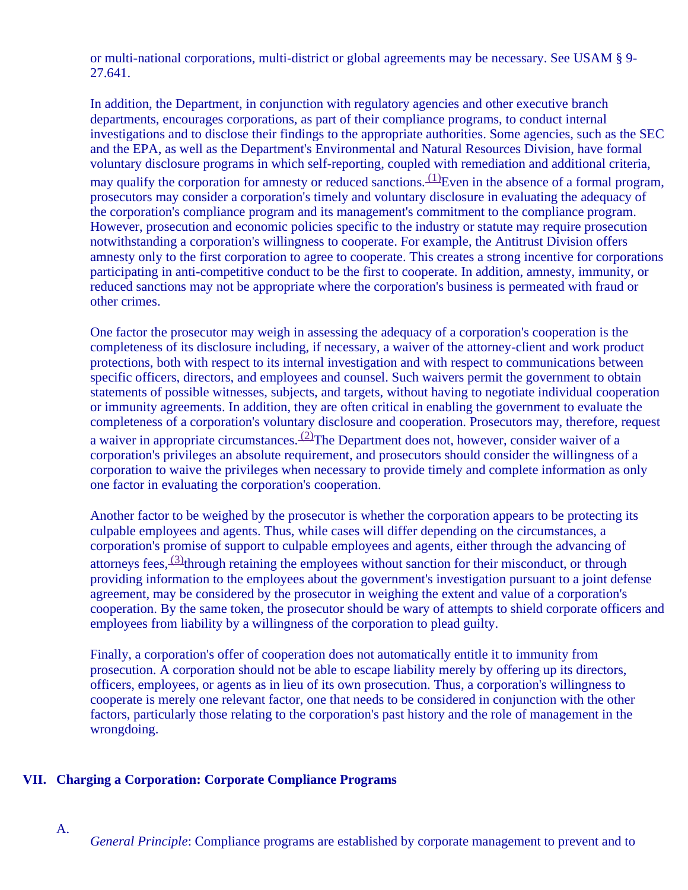or multi-national corporations, multi-district or global agreements may be necessary. See USAM § 9-27.641.

In addition, the Department, in conjunction with regulatory agencies and other executive branch departments, encourages corporations, as part of their compliance programs, to conduct internal investigations and to disclose their findings to the appropriate authorities. Some agencies, such as the SEC and the EPA, as well as the Department's Environmental and Natural Resources Division, have formal voluntary disclosure programs in which self-reporting, coupled with remediation and additional criteria, may qualify the corporation for amnesty or reduced sanctions.[(1)] Even in the absence of a formal program, prosecutors may consider a corporation's timely and voluntary disclosure in evaluating the adequacy of the corporation's compliance program and its management's commitment to the compliance program. However, prosecution and economic policies specific to the industry or statute may require prosecution notwithstanding a corporation's willingness to cooperate. For example, the Antitrust Division offers amnesty only to the first corporation to agree to cooperate. This creates a strong incentive for corporations participating in anti-competitive conduct to be the first to cooperate. In addition, amnesty, immunity, or reduced sanctions may not be appropriate where the corporation's business is permeated with fraud or other crimes.

One factor the prosecutor may weigh in assessing the adequacy of a corporation's cooperation is the completeness of its disclosure including, if necessary, a waiver of the attorney-client and work product protections, both with respect to its internal investigation and with respect to communications between specific officers, directors, and employees and counsel. Such waivers permit the government to obtain statements of possible witnesses, subjects, and targets, without having to negotiate individual cooperation or immunity agreements. In addition, they are often critical in enabling the government to evaluate the completeness of a corporation's voluntary disclosure and cooperation. Prosecutors may, therefore, request a waiver in appropriate circumstances.[(2)] The Department does not, however, consider waiver of a corporation's privileges an absolute requirement, and prosecutors should consider the willingness of a corporation to waive the privileges when necessary to provide timely and complete information as only one factor in evaluating the corporation's cooperation.

Another factor to be weighed by the prosecutor is whether the corporation appears to be protecting its culpable employees and agents. Thus, while cases will differ depending on the circumstances, a corporation's promise of support to culpable employees and agents, either through the advancing of attorneys fees,[(3)] through retaining the employees without sanction for their misconduct, or through providing information to the employees about the government's investigation pursuant to a joint defense agreement, may be considered by the prosecutor in weighing the extent and value of a corporation's cooperation. By the same token, the prosecutor should be wary of attempts to shield corporate officers and employees from liability by a willingness of the corporation to plead guilty.

Finally, a corporation's offer of cooperation does not automatically entitle it to immunity from prosecution. A corporation should not be able to escape liability merely by offering up its directors, officers, employees, or agents as in lieu of its own prosecution. Thus, a corporation's willingness to cooperate is merely one relevant factor, one that needs to be considered in conjunction with the other factors, particularly those relating to the corporation's past history and the role of management in the wrongdoing.

## VII. Charging a Corporation: Corporate Compliance Programs

A. *General Principle*: Compliance programs are established by corporate management to prevent and to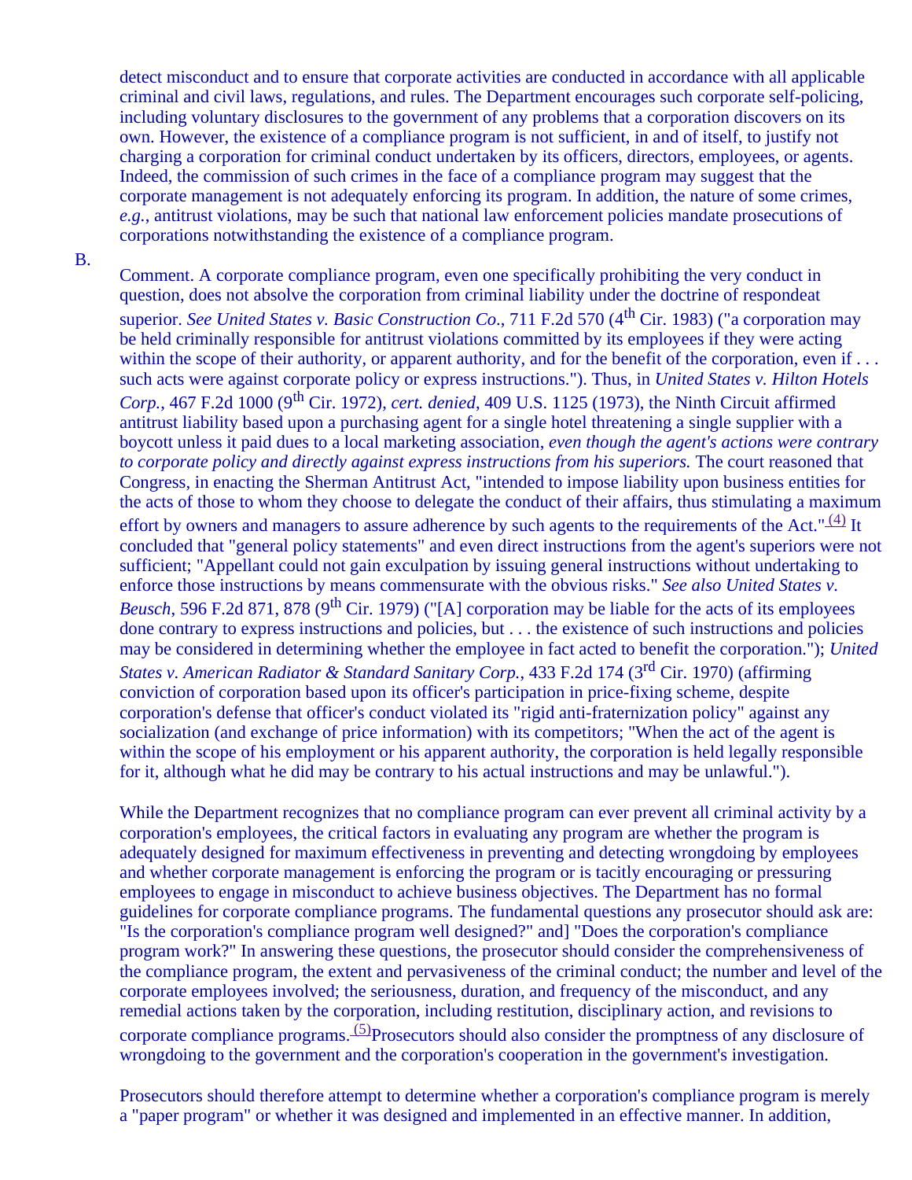detect misconduct and to ensure that corporate activities are conducted in accordance with all applicable criminal and civil laws, regulations, and rules. The Department encourages such corporate self-policing, including voluntary disclosures to the government of any problems that a corporation discovers on its own. However, the existence of a compliance program is not sufficient, in and of itself, to justify not charging a corporation for criminal conduct undertaken by its officers, directors, employees, or agents. Indeed, the commission of such crimes in the face of a compliance program may suggest that the corporate management is not adequately enforcing its program. In addition, the nature of some crimes, *e.g.*, antitrust violations, may be such that national law enforcement policies mandate prosecutions of corporations notwithstanding the existence of a compliance program.

B. Comment. A corporate compliance program, even one specifically prohibiting the very conduct in question, does not absolve the corporation from criminal liability under the doctrine of respondeat superior. *See United States v. Basic Construction Co*., 711 F.2d 570 (4th Cir. 1983) ("a corporation may be held criminally responsible for antitrust violations committed by its employees if they were acting within the scope of their authority, or apparent authority, and for the benefit of the corporation, even if . . . such acts were against corporate policy or express instructions."). Thus, in *United States v. Hilton Hotels Corp.*, 467 F.2d 1000 (9th Cir. 1972), *cert. denied*, 409 U.S. 1125 (1973), the Ninth Circuit affirmed antitrust liability based upon a purchasing agent for a single hotel threatening a single supplier with a boycott unless it paid dues to a local marketing association, *even though the agent's actions were contrary to corporate policy and directly against express instructions from his superiors.* The court reasoned that Congress, in enacting the Sherman Antitrust Act, "intended to impose liability upon business entities for the acts of those to whom they choose to delegate the conduct of their affairs, thus stimulating a maximum effort by owners and managers to assure adherence by such agents to the requirements of the Act."[(4)] It concluded that "general policy statements" and even direct instructions from the agent's superiors were not sufficient; "Appellant could not gain exculpation by issuing general instructions without undertaking to enforce those instructions by means commensurate with the obvious risks." *See also United States v. Beusch*, 596 F.2d 871, 878 (9th Cir. 1979) ("[A] corporation may be liable for the acts of its employees done contrary to express instructions and policies, but . . . the existence of such instructions and policies may be considered in determining whether the employee in fact acted to benefit the corporation."); *United States v. American Radiator & Standard Sanitary Corp.*, 433 F.2d 174 (3rd Cir. 1970) (affirming conviction of corporation based upon its officer's participation in price-fixing scheme, despite corporation's defense that officer's conduct violated its "rigid anti-fraternization policy" against any socialization (and exchange of price information) with its competitors; "When the act of the agent is within the scope of his employment or his apparent authority, the corporation is held legally responsible for it, although what he did may be contrary to his actual instructions and may be unlawful.").

While the Department recognizes that no compliance program can ever prevent all criminal activity by a corporation's employees, the critical factors in evaluating any program are whether the program is adequately designed for maximum effectiveness in preventing and detecting wrongdoing by employees and whether corporate management is enforcing the program or is tacitly encouraging or pressuring employees to engage in misconduct to achieve business objectives. The Department has no formal guidelines for corporate compliance programs. The fundamental questions any prosecutor should ask are: "Is the corporation's compliance program well designed?" and] "Does the corporation's compliance program work?" In answering these questions, the prosecutor should consider the comprehensiveness of the compliance program, the extent and pervasiveness of the criminal conduct; the number and level of the corporate employees involved; the seriousness, duration, and frequency of the misconduct, and any remedial actions taken by the corporation, including restitution, disciplinary action, and revisions to corporate compliance programs.[(5)] Prosecutors should also consider the promptness of any disclosure of wrongdoing to the government and the corporation's cooperation in the government's investigation.

Prosecutors should therefore attempt to determine whether a corporation's compliance program is merely a "paper program" or whether it was designed and implemented in an effective manner. In addition,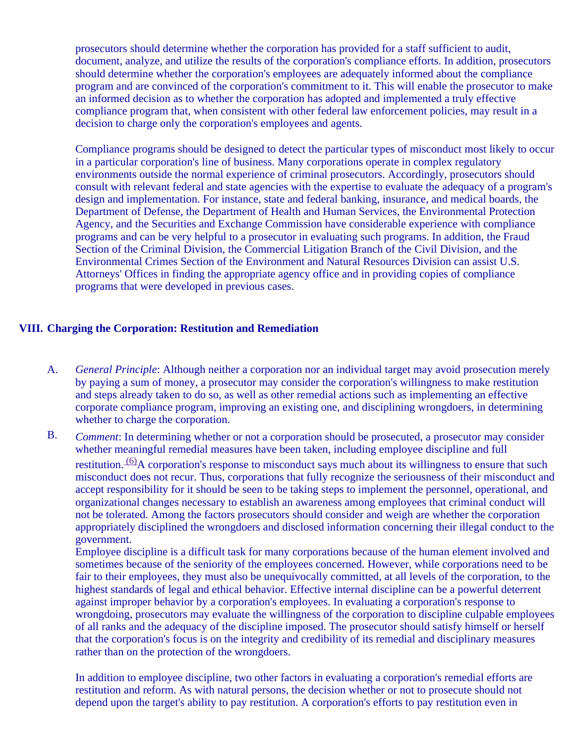prosecutors should determine whether the corporation has provided for a staff sufficient to audit, document, analyze, and utilize the results of the corporation's compliance efforts. In addition, prosecutors should determine whether the corporation's employees are adequately informed about the compliance program and are convinced of the corporation's commitment to it. This will enable the prosecutor to make an informed decision as to whether the corporation has adopted and implemented a truly effective compliance program that, when consistent with other federal law enforcement policies, may result in a decision to charge only the corporation's employees and agents.

Compliance programs should be designed to detect the particular types of misconduct most likely to occur in a particular corporation's line of business. Many corporations operate in complex regulatory environments outside the normal experience of criminal prosecutors. Accordingly, prosecutors should consult with relevant federal and state agencies with the expertise to evaluate the adequacy of a program's design and implementation. For instance, state and federal banking, insurance, and medical boards, the Department of Defense, the Department of Health and Human Services, the Environmental Protection Agency, and the Securities and Exchange Commission have considerable experience with compliance programs and can be very helpful to a prosecutor in evaluating such programs. In addition, the Fraud Section of the Criminal Division, the Commercial Litigation Branch of the Civil Division, and the Environmental Crimes Section of the Environment and Natural Resources Division can assist U.S. Attorneys' Offices in finding the appropriate agency office and in providing copies of compliance programs that were developed in previous cases.

## VIII. Charging the Corporation: Restitution and Remediation

A. *General Principle*: Although neither a corporation nor an individual target may avoid prosecution merely by paying a sum of money, a prosecutor may consider the corporation's willingness to make restitution and steps already taken to do so, as well as other remedial actions such as implementing an effective corporate compliance program, improving an existing one, and disciplining wrongdoers, in determining whether to charge the corporation.

B. *Comment*: In determining whether or not a corporation should be prosecuted, a prosecutor may consider whether meaningful remedial measures have been taken, including employee discipline and full restitution.[6] A corporation's response to misconduct says much about its willingness to ensure that such misconduct does not recur. Thus, corporations that fully recognize the seriousness of their misconduct and accept responsibility for it should be seen to be taking steps to implement the personnel, operational, and organizational changes necessary to establish an awareness among employees that criminal conduct will not be tolerated. Among the factors prosecutors should consider and weigh are whether the corporation appropriately disciplined the wrongdoers and disclosed information concerning their illegal conduct to the government.
Employee discipline is a difficult task for many corporations because of the human element involved and sometimes because of the seniority of the employees concerned. However, while corporations need to be fair to their employees, they must also be unequivocally committed, at all levels of the corporation, to the highest standards of legal and ethical behavior. Effective internal discipline can be a powerful deterrent against improper behavior by a corporation's employees. In evaluating a corporation's response to wrongdoing, prosecutors may evaluate the willingness of the corporation to discipline culpable employees of all ranks and the adequacy of the discipline imposed. The prosecutor should satisfy himself or herself that the corporation's focus is on the integrity and credibility of its remedial and disciplinary measures rather than on the protection of the wrongdoers.

In addition to employee discipline, two other factors in evaluating a corporation's remedial efforts are restitution and reform. As with natural persons, the decision whether or not to prosecute should not depend upon the target's ability to pay restitution. A corporation's efforts to pay restitution even in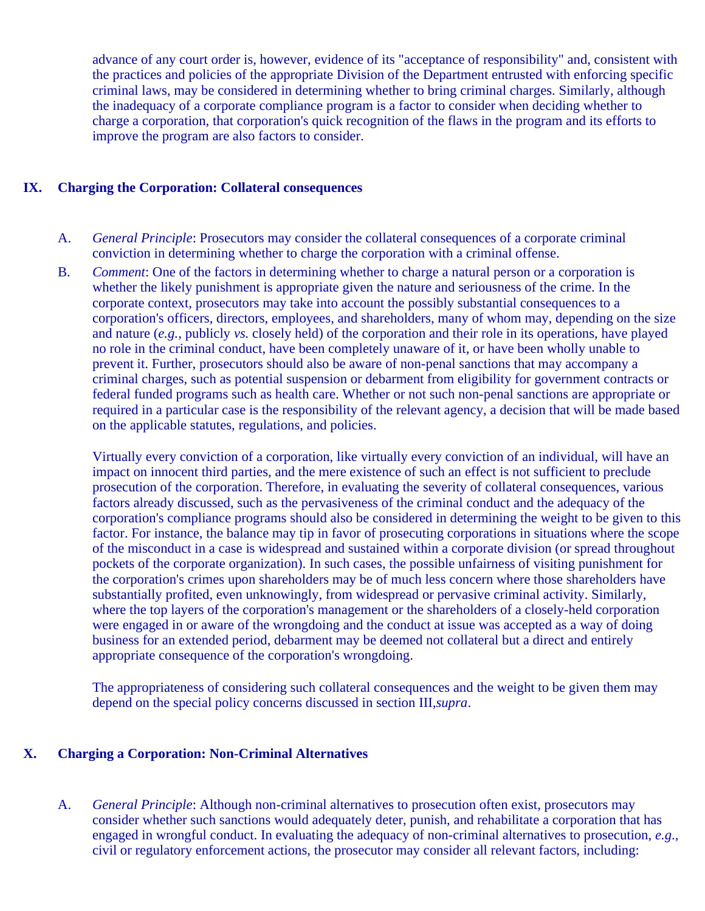advance of any court order is, however, evidence of its "acceptance of responsibility" and, consistent with the practices and policies of the appropriate Division of the Department entrusted with enforcing specific criminal laws, may be considered in determining whether to bring criminal charges. Similarly, although the inadequacy of a corporate compliance program is a factor to consider when deciding whether to charge a corporation, that corporation's quick recognition of the flaws in the program and its efforts to improve the program are also factors to consider.

## IX. Charging the Corporation: Collateral consequences

A. *General Principle*: Prosecutors may consider the collateral consequences of a corporate criminal conviction in determining whether to charge the corporation with a criminal offense.

B. *Comment*: One of the factors in determining whether to charge a natural person or a corporation is whether the likely punishment is appropriate given the nature and seriousness of the crime. In the corporate context, prosecutors may take into account the possibly substantial consequences to a corporation's officers, directors, employees, and shareholders, many of whom may, depending on the size and nature (*e.g.*, publicly *vs.* closely held) of the corporation and their role in its operations, have played no role in the criminal conduct, have been completely unaware of it, or have been wholly unable to prevent it. Further, prosecutors should also be aware of non-penal sanctions that may accompany a criminal charges, such as potential suspension or debarment from eligibility for government contracts or federal funded programs such as health care. Whether or not such non-penal sanctions are appropriate or required in a particular case is the responsibility of the relevant agency, a decision that will be made based on the applicable statutes, regulations, and policies.

Virtually every conviction of a corporation, like virtually every conviction of an individual, will have an impact on innocent third parties, and the mere existence of such an effect is not sufficient to preclude prosecution of the corporation. Therefore, in evaluating the severity of collateral consequences, various factors already discussed, such as the pervasiveness of the criminal conduct and the adequacy of the corporation's compliance programs should also be considered in determining the weight to be given to this factor. For instance, the balance may tip in favor of prosecuting corporations in situations where the scope of the misconduct in a case is widespread and sustained within a corporate division (or spread throughout pockets of the corporate organization). In such cases, the possible unfairness of visiting punishment for the corporation's crimes upon shareholders may be of much less concern where those shareholders have substantially profited, even unknowingly, from widespread or pervasive criminal activity. Similarly, where the top layers of the corporation's management or the shareholders of a closely-held corporation were engaged in or aware of the wrongdoing and the conduct at issue was accepted as a way of doing business for an extended period, debarment may be deemed not collateral but a direct and entirely appropriate consequence of the corporation's wrongdoing.

The appropriateness of considering such collateral consequences and the weight to be given them may depend on the special policy concerns discussed in section III,*supra*.

## X. Charging a Corporation: Non-Criminal Alternatives

A. *General Principle*: Although non-criminal alternatives to prosecution often exist, prosecutors may consider whether such sanctions would adequately deter, punish, and rehabilitate a corporation that has engaged in wrongful conduct. In evaluating the adequacy of non-criminal alternatives to prosecution, *e.g.*, civil or regulatory enforcement actions, the prosecutor may consider all relevant factors, including: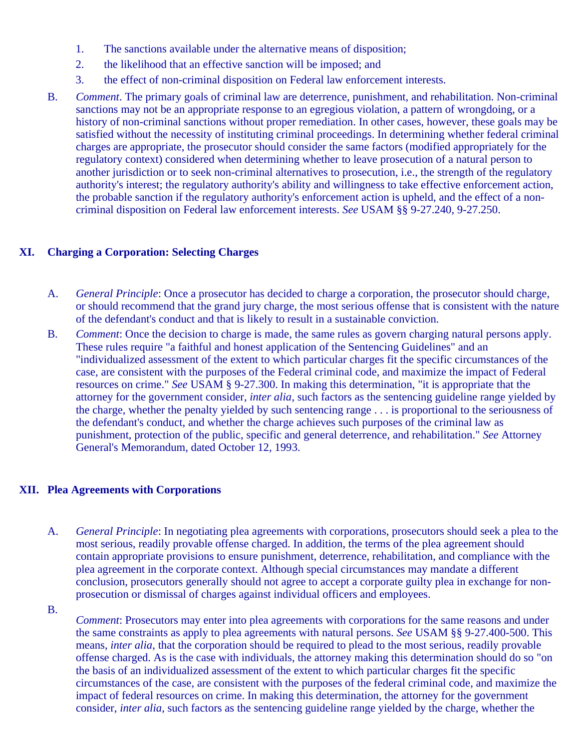1. The sanctions available under the alternative means of disposition;
2. the likelihood that an effective sanction will be imposed; and
3. the effect of non-criminal disposition on Federal law enforcement interests.

B. *Comment*. The primary goals of criminal law are deterrence, punishment, and rehabilitation. Non-criminal sanctions may not be an appropriate response to an egregious violation, a pattern of wrongdoing, or a history of non-criminal sanctions without proper remediation. In other cases, however, these goals may be satisfied without the necessity of instituting criminal proceedings. In determining whether federal criminal charges are appropriate, the prosecutor should consider the same factors (modified appropriately for the regulatory context) considered when determining whether to leave prosecution of a natural person to another jurisdiction or to seek non-criminal alternatives to prosecution, i.e., the strength of the regulatory authority's interest; the regulatory authority's ability and willingness to take effective enforcement action, the probable sanction if the regulatory authority's enforcement action is upheld, and the effect of a non-criminal disposition on Federal law enforcement interests. *See* USAM §§ 9-27.240, 9-27.250.

## XI. Charging a Corporation: Selecting Charges

A. *General Principle*: Once a prosecutor has decided to charge a corporation, the prosecutor should charge, or should recommend that the grand jury charge, the most serious offense that is consistent with the nature of the defendant's conduct and that is likely to result in a sustainable conviction.

B. *Comment*: Once the decision to charge is made, the same rules as govern charging natural persons apply. These rules require "a faithful and honest application of the Sentencing Guidelines" and an "individualized assessment of the extent to which particular charges fit the specific circumstances of the case, are consistent with the purposes of the Federal criminal code, and maximize the impact of Federal resources on crime." *See* USAM § 9-27.300. In making this determination, "it is appropriate that the attorney for the government consider, *inter alia*, such factors as the sentencing guideline range yielded by the charge, whether the penalty yielded by such sentencing range . . . is proportional to the seriousness of the defendant's conduct, and whether the charge achieves such purposes of the criminal law as punishment, protection of the public, specific and general deterrence, and rehabilitation." *See* Attorney General's Memorandum, dated October 12, 1993.

## XII. Plea Agreements with Corporations

A. *General Principle*: In negotiating plea agreements with corporations, prosecutors should seek a plea to the most serious, readily provable offense charged. In addition, the terms of the plea agreement should contain appropriate provisions to ensure punishment, deterrence, rehabilitation, and compliance with the plea agreement in the corporate context. Although special circumstances may mandate a different conclusion, prosecutors generally should not agree to accept a corporate guilty plea in exchange for non-prosecution or dismissal of charges against individual officers and employees.

B. *Comment*: Prosecutors may enter into plea agreements with corporations for the same reasons and under the same constraints as apply to plea agreements with natural persons. *See* USAM §§ 9-27.400-500. This means, *inter alia*, that the corporation should be required to plead to the most serious, readily provable offense charged. As is the case with individuals, the attorney making this determination should do so "on the basis of an individualized assessment of the extent to which particular charges fit the specific circumstances of the case, are consistent with the purposes of the federal criminal code, and maximize the impact of federal resources on crime. In making this determination, the attorney for the government consider, *inter alia*, such factors as the sentencing guideline range yielded by the charge, whether the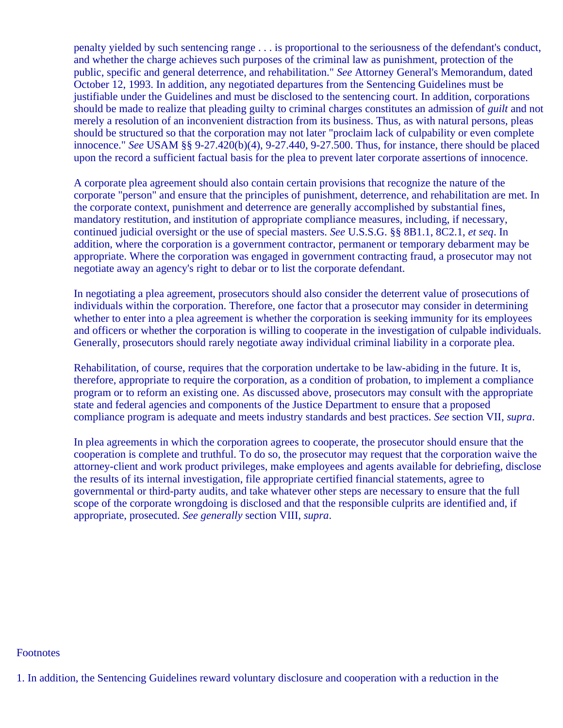penalty yielded by such sentencing range . . . is proportional to the seriousness of the defendant's conduct, and whether the charge achieves such purposes of the criminal law as punishment, protection of the public, specific and general deterrence, and rehabilitation." *See* Attorney General's Memorandum, dated October 12, 1993. In addition, any negotiated departures from the Sentencing Guidelines must be justifiable under the Guidelines and must be disclosed to the sentencing court. In addition, corporations should be made to realize that pleading guilty to criminal charges constitutes an admission of *guilt* and not merely a resolution of an inconvenient distraction from its business. Thus, as with natural persons, pleas should be structured so that the corporation may not later "proclaim lack of culpability or even complete innocence." *See* USAM §§ 9-27.420(b)(4), 9-27.440, 9-27.500. Thus, for instance, there should be placed upon the record a sufficient factual basis for the plea to prevent later corporate assertions of innocence.

A corporate plea agreement should also contain certain provisions that recognize the nature of the corporate "person" and ensure that the principles of punishment, deterrence, and rehabilitation are met. In the corporate context, punishment and deterrence are generally accomplished by substantial fines, mandatory restitution, and institution of appropriate compliance measures, including, if necessary, continued judicial oversight or the use of special masters. *See* U.S.S.G. §§ 8B1.1, 8C2.1, *et seq*. In addition, where the corporation is a government contractor, permanent or temporary debarment may be appropriate. Where the corporation was engaged in government contracting fraud, a prosecutor may not negotiate away an agency's right to debar or to list the corporate defendant.

In negotiating a plea agreement, prosecutors should also consider the deterrent value of prosecutions of individuals within the corporation. Therefore, one factor that a prosecutor may consider in determining whether to enter into a plea agreement is whether the corporation is seeking immunity for its employees and officers or whether the corporation is willing to cooperate in the investigation of culpable individuals. Generally, prosecutors should rarely negotiate away individual criminal liability in a corporate plea.

Rehabilitation, of course, requires that the corporation undertake to be law-abiding in the future. It is, therefore, appropriate to require the corporation, as a condition of probation, to implement a compliance program or to reform an existing one. As discussed above, prosecutors may consult with the appropriate state and federal agencies and components of the Justice Department to ensure that a proposed compliance program is adequate and meets industry standards and best practices. *See* section VII, *supra*.

In plea agreements in which the corporation agrees to cooperate, the prosecutor should ensure that the cooperation is complete and truthful. To do so, the prosecutor may request that the corporation waive the attorney-client and work product privileges, make employees and agents available for debriefing, disclose the results of its internal investigation, file appropriate certified financial statements, agree to governmental or third-party audits, and take whatever other steps are necessary to ensure that the full scope of the corporate wrongdoing is disclosed and that the responsible culprits are identified and, if appropriate, prosecuted. *See generally* section VIII, *supra*.

Footnotes

1. In addition, the Sentencing Guidelines reward voluntary disclosure and cooperation with a reduction in the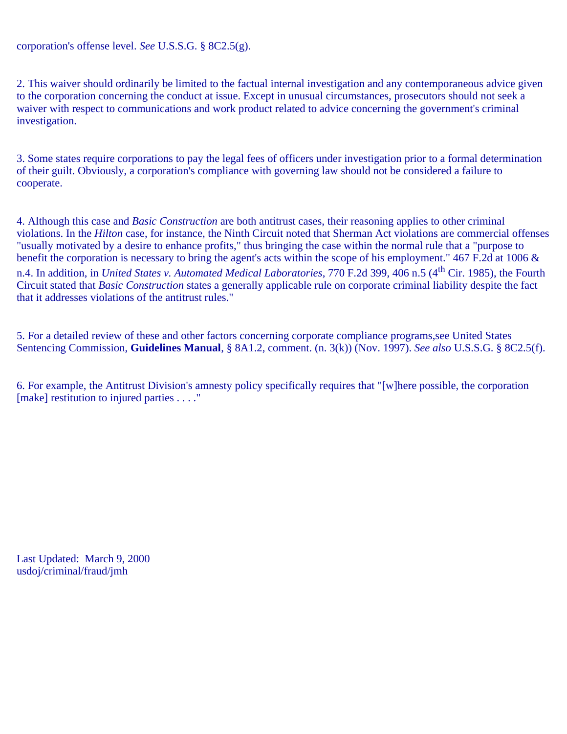corporation's offense level. *See* U.S.S.G. § 8C2.5(g).

2. This waiver should ordinarily be limited to the factual internal investigation and any contemporaneous advice given to the corporation concerning the conduct at issue. Except in unusual circumstances, prosecutors should not seek a waiver with respect to communications and work product related to advice concerning the government's criminal investigation.

3. Some states require corporations to pay the legal fees of officers under investigation prior to a formal determination of their guilt. Obviously, a corporation's compliance with governing law should not be considered a failure to cooperate.

4. Although this case and *Basic Construction* are both antitrust cases, their reasoning applies to other criminal violations. In the *Hilton* case, for instance, the Ninth Circuit noted that Sherman Act violations are commercial offenses "usually motivated by a desire to enhance profits," thus bringing the case within the normal rule that a "purpose to benefit the corporation is necessary to bring the agent's acts within the scope of his employment." 467 F.2d at 1006 & n.4. In addition, in *United States v. Automated Medical Laboratories*, 770 F.2d 399, 406 n.5 (4th Cir. 1985), the Fourth Circuit stated that *Basic Construction* states a generally applicable rule on corporate criminal liability despite the fact that it addresses violations of the antitrust rules."

5. For a detailed review of these and other factors concerning corporate compliance programs,see United States Sentencing Commission, **Guidelines Manual**, § 8A1.2, comment. (n. 3(k)) (Nov. 1997). *See also* U.S.S.G. § 8C2.5(f).

6. For example, the Antitrust Division's amnesty policy specifically requires that "[w]here possible, the corporation [make] restitution to injured parties . . . ."

Last Updated: March 9, 2000
usdoj/criminal/fraud/jmh